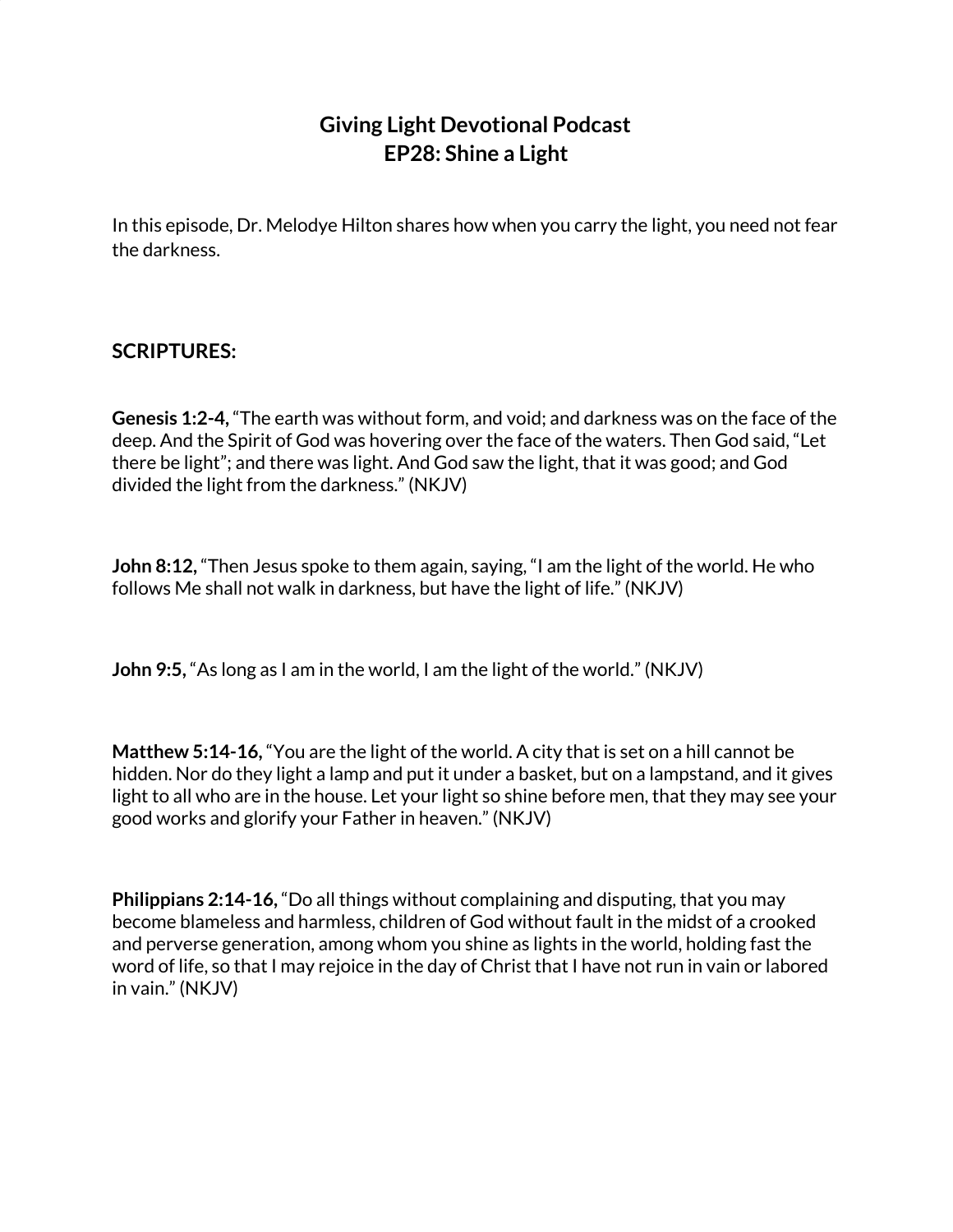# Giving Light Devotional Podcast
# EP28: Shine a Light

In this episode, Dr. Melodye Hilton shares how when you carry the light, you need not fear the darkness.

## SCRIPTURES:

**Genesis 1:2-4,** “The earth was without form, and void; and darkness was on the face of the deep. And the Spirit of God was hovering over the face of the waters. Then God said, “Let there be light”; and there was light. And God saw the light, that it was good; and God divided the light from the darkness.” (NKJV)

**John 8:12,** “Then Jesus spoke to them again, saying, “I am the light of the world. He who follows Me shall not walk in darkness, but have the light of life.” (NKJV)

**John 9:5,** “As long as I am in the world, I am the light of the world.” (NKJV)

**Matthew 5:14-16,** “You are the light of the world. A city that is set on a hill cannot be hidden. Nor do they light a lamp and put it under a basket, but on a lampstand, and it gives light to all who are in the house. Let your light so shine before men, that they may see your good works and glorify your Father in heaven.” (NKJV)

**Philippians 2:14-16,** “Do all things without complaining and disputing, that you may become blameless and harmless, children of God without fault in the midst of a crooked and perverse generation, among whom you shine as lights in the world, holding fast the word of life, so that I may rejoice in the day of Christ that I have not run in vain or labored in vain.” (NKJV)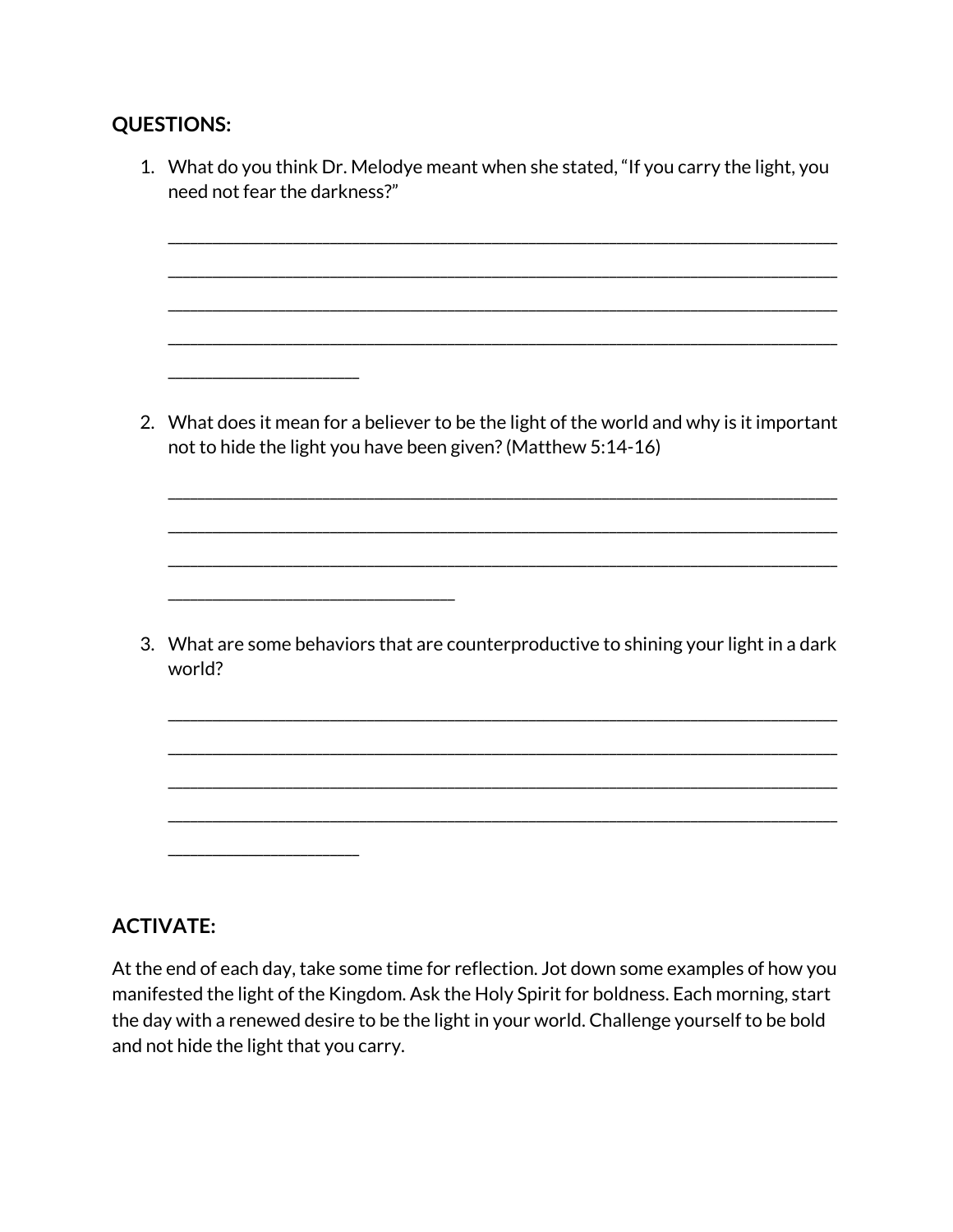## QUESTIONS:

1. What do you think Dr. Melodye meant when she stated, "If you carry the light, you need not fear the darkness?"

   ___________________________________________________________________________
   ___________________________________________________________________________
   ___________________________________________________________________________
   ___________________________________________________________________________
   ____________________

2. What does it mean for a believer to be the light of the world and why is it important not to hide the light you have been given? (Matthew 5:14-16)

   ___________________________________________________________________________
   ___________________________________________________________________________
   ___________________________________________________________________________
   ______________________________

3. What are some behaviors that are counterproductive to shining your light in a dark world?

   ___________________________________________________________________________
   ___________________________________________________________________________
   ___________________________________________________________________________
   ___________________________________________________________________________
   ____________________

## ACTIVATE:

At the end of each day, take some time for reflection. Jot down some examples of how you manifested the light of the Kingdom. Ask the Holy Spirit for boldness. Each morning, start the day with a renewed desire to be the light in your world. Challenge yourself to be bold and not hide the light that you carry.